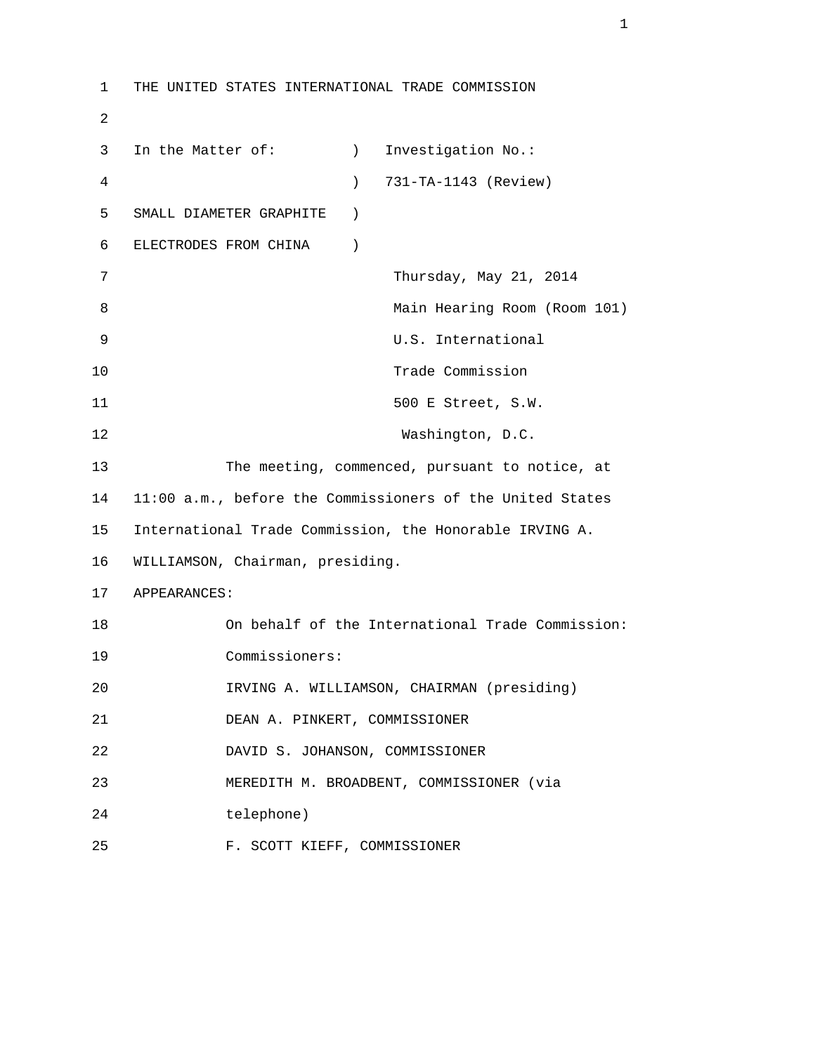THE UNITED STATES INTERNATIONAL TRADE COMMISSION

| In the Matter of: | ) | Investigation No.: |
| --- | --- | --- |
| | ) | 731-TA-1143 (Review) |
| SMALL DIAMETER GRAPHITE | ) | |
| ELECTRODES FROM CHINA | ) | |

Thursday, May 21, 2014

Main Hearing Room (Room 101)

U.S. International

Trade Commission

500 E Street, S.W.

Washington, D.C.

The meeting, commenced, pursuant to notice, at 11:00 a.m., before the Commissioners of the United States International Trade Commission, the Honorable IRVING A. WILLIAMSON, Chairman, presiding.

APPEARANCES:

On behalf of the International Trade Commission:

Commissioners:

IRVING A. WILLIAMSON, CHAIRMAN (presiding)

DEAN A. PINKERT, COMMISSIONER

DAVID S. JOHANSON, COMMISSIONER

MEREDITH M. BROADBENT, COMMISSIONER (via telephone)

F. SCOTT KIEFF, COMMISSIONER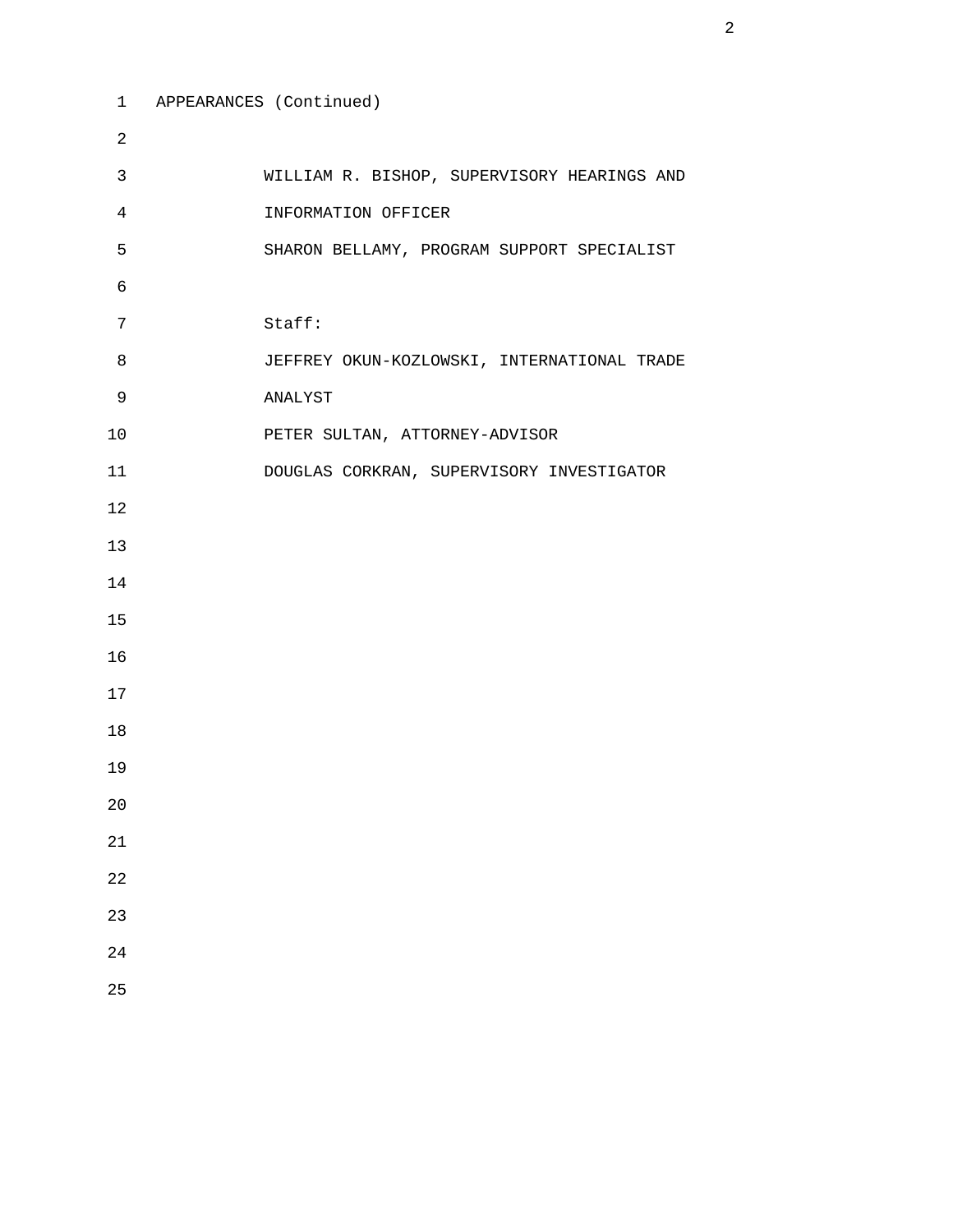APPEARANCES (Continued)

WILLIAM R. BISHOP, SUPERVISORY HEARINGS AND INFORMATION OFFICER

SHARON BELLAMY, PROGRAM SUPPORT SPECIALIST

Staff:

JEFFREY OKUN-KOZLOWSKI, INTERNATIONAL TRADE ANALYST

PETER SULTAN, ATTORNEY-ADVISOR

DOUGLAS CORKRAN, SUPERVISORY INVESTIGATOR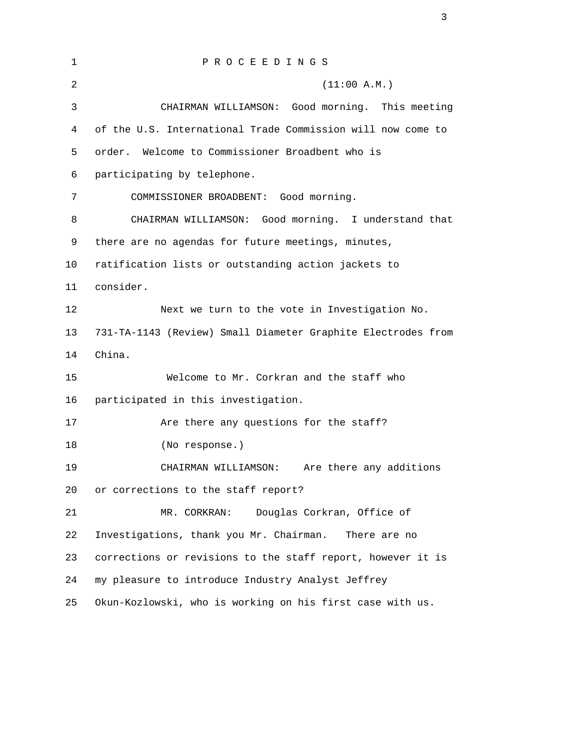P R O C E E D I N G S

(11:00 A.M.)

CHAIRMAN WILLIAMSON: Good morning. This meeting of the U.S. International Trade Commission will now come to order. Welcome to Commissioner Broadbent who is participating by telephone.

COMMISSIONER BROADBENT: Good morning.

CHAIRMAN WILLIAMSON: Good morning. I understand that there are no agendas for future meetings, minutes, ratification lists or outstanding action jackets to consider.

Next we turn to the vote in Investigation No. 731-TA-1143 (Review) Small Diameter Graphite Electrodes from China.

Welcome to Mr. Corkran and the staff who participated in this investigation.

Are there any questions for the staff?

(No response.)

CHAIRMAN WILLIAMSON: Are there any additions or corrections to the staff report?

MR. CORKRAN: Douglas Corkran, Office of Investigations, thank you Mr. Chairman. There are no corrections or revisions to the staff report, however it is my pleasure to introduce Industry Analyst Jeffrey Okun-Kozlowski, who is working on his first case with us.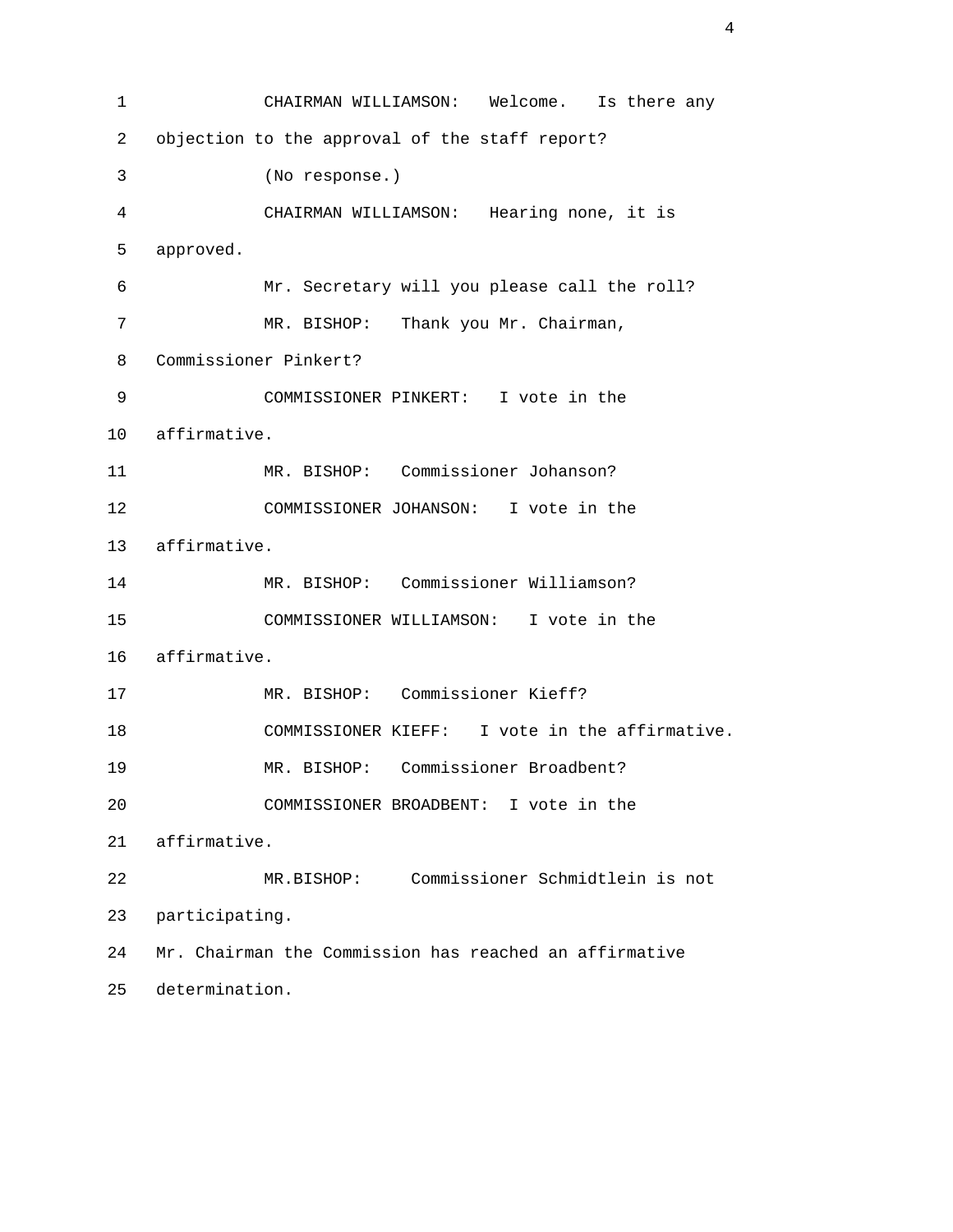CHAIRMAN WILLIAMSON: Welcome. Is there any objection to the approval of the staff report?

(No response.)

CHAIRMAN WILLIAMSON: Hearing none, it is approved.

Mr. Secretary will you please call the roll?

MR. BISHOP: Thank you Mr. Chairman, Commissioner Pinkert?

COMMISSIONER PINKERT: I vote in the affirmative.

MR. BISHOP: Commissioner Johanson?

COMMISSIONER JOHANSON: I vote in the affirmative.

MR. BISHOP: Commissioner Williamson?

COMMISSIONER WILLIAMSON: I vote in the affirmative.

MR. BISHOP: Commissioner Kieff?

COMMISSIONER KIEFF: I vote in the affirmative.

MR. BISHOP: Commissioner Broadbent?

COMMISSIONER BROADBENT: I vote in the affirmative.

MR.BISHOP: Commissioner Schmidtlein is not participating.

Mr. Chairman the Commission has reached an affirmative determination.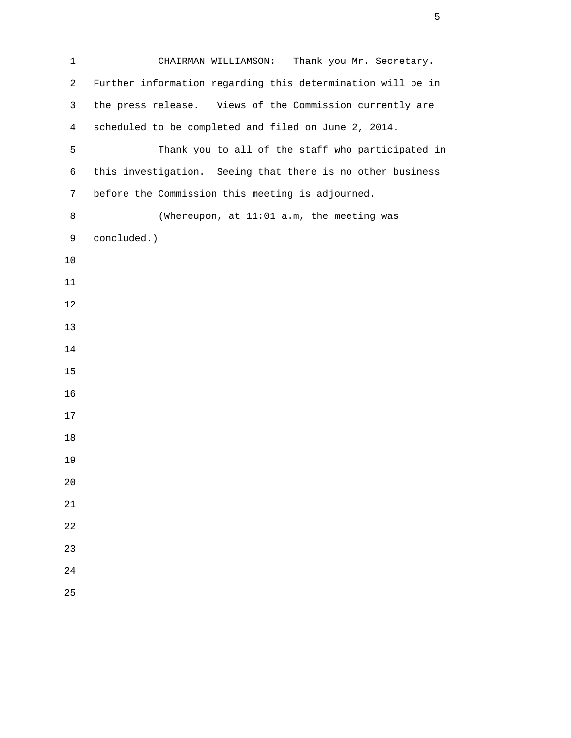CHAIRMAN WILLIAMSON: Thank you Mr. Secretary. Further information regarding this determination will be in the press release. Views of the Commission currently are scheduled to be completed and filed on June 2, 2014.

Thank you to all of the staff who participated in this investigation. Seeing that there is no other business before the Commission this meeting is adjourned.

(Whereupon, at 11:01 a.m, the meeting was concluded.)